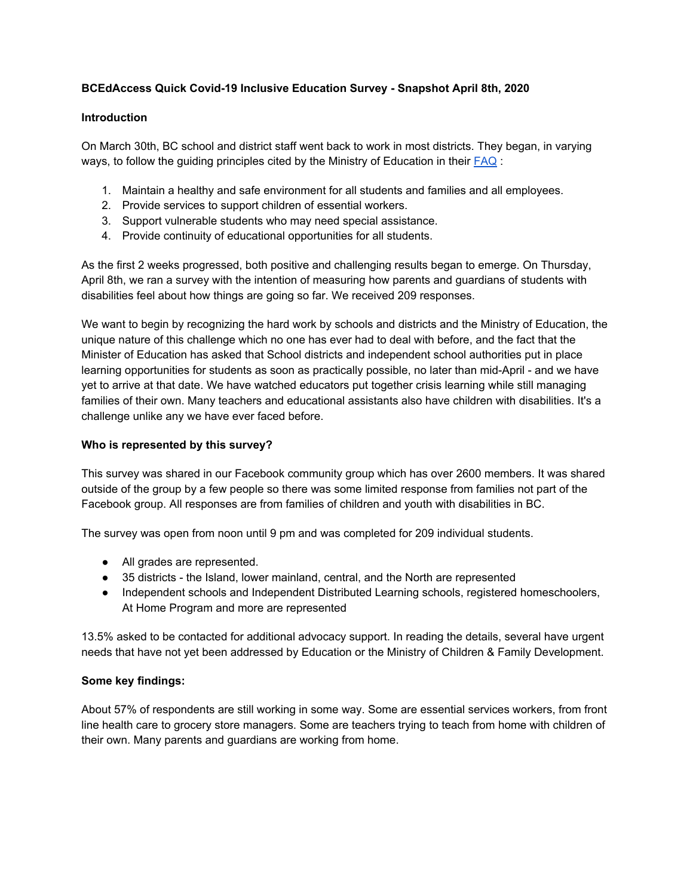**BCEdAccess Quick Covid-19 Inclusive Education Survey - Snapshot April 8th, 2020**

**Introduction**

On March 30th, BC school and district staff went back to work in most districts. They began, in varying ways, to follow the guiding principles cited by the Ministry of Education in their FAQ :

1. Maintain a healthy and safe environment for all students and families and all employees.
2. Provide services to support children of essential workers.
3. Support vulnerable students who may need special assistance.
4. Provide continuity of educational opportunities for all students.

As the first 2 weeks progressed, both positive and challenging results began to emerge. On Thursday, April 8th, we ran a survey with the intention of measuring how parents and guardians of students with disabilities feel about how things are going so far. We received 209 responses.

We want to begin by recognizing the hard work by schools and districts and the Ministry of Education, the unique nature of this challenge which no one has ever had to deal with before, and the fact that the Minister of Education has asked that School districts and independent school authorities put in place learning opportunities for students as soon as practically possible, no later than mid-April - and we have yet to arrive at that date. We have watched educators put together crisis learning while still managing families of their own. Many teachers and educational assistants also have children with disabilities. It's a challenge unlike any we have ever faced before.

**Who is represented by this survey?**

This survey was shared in our Facebook community group which has over 2600 members. It was shared outside of the group by a few people so there was some limited response from families not part of the Facebook group. All responses are from families of children and youth with disabilities in BC.

The survey was open from noon until 9 pm and was completed for 209 individual students.

- All grades are represented.
- 35 districts - the Island, lower mainland, central, and the North are represented
- Independent schools and Independent Distributed Learning schools, registered homeschoolers, At Home Program and more are represented

13.5% asked to be contacted for additional advocacy support. In reading the details, several have urgent needs that have not yet been addressed by Education or the Ministry of Children & Family Development.

**Some key findings:**

About 57% of respondents are still working in some way. Some are essential services workers, from front line health care to grocery store managers. Some are teachers trying to teach from home with children of their own. Many parents and guardians are working from home.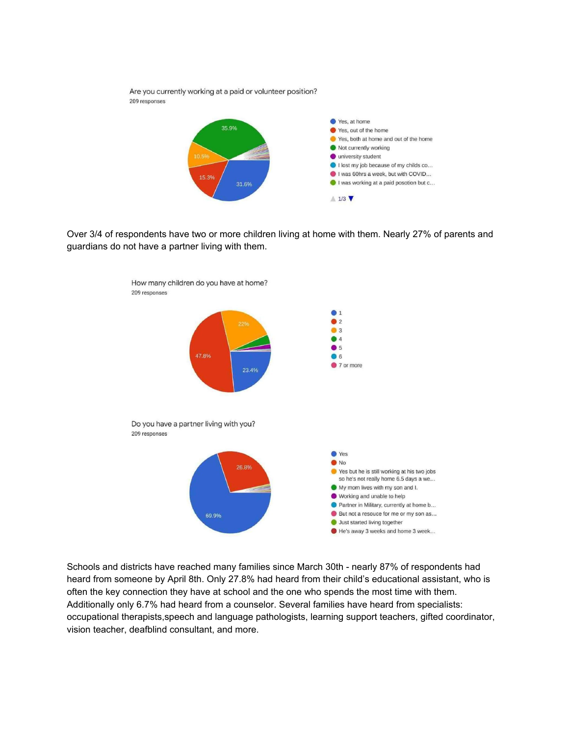Are you currently working at a paid or volunteer position?

209 responses

- Yes, at home — 31.6%
- Yes, out of the home — 15.3%
- Yes, both at home and out of the home — 10.5%
- Not currently working — 35.9%
- university student
- I lost my job because of my childs co...
- I was 60hrs a week, but with COVID...
- I was working at a paid posotion but c...

1/3

Over 3/4 of respondents have two or more children living at home with them. Nearly 27% of parents and guardians do not have a partner living with them.

How many children do you have at home?

209 responses

- 1 — 23.4%
- 2 — 47.8%
- 3 — 22%
- 4
- 5
- 6
- 7 or more

Do you have a partner living with you?

209 responses

- Yes — 69.9%
- No — 26.8%
- Yes but he is still working at his two jobs so he's not really home 6.5 days a we...
- My mom lives with my son and I.
- Working and unable to help
- Partner in Military, currently at home b...
- But not a resouce for me or my son as...
- Just started living together
- He's away 3 weeks and home 3 week...

Schools and districts have reached many families since March 30th - nearly 87% of respondents had heard from someone by April 8th. Only 27.8% had heard from their child's educational assistant, who is often the key connection they have at school and the one who spends the most time with them. Additionally only 6.7% had heard from a counselor. Several families have heard from specialists: occupational therapists,speech and language pathologists, learning support teachers, gifted coordinator, vision teacher, deafblind consultant, and more.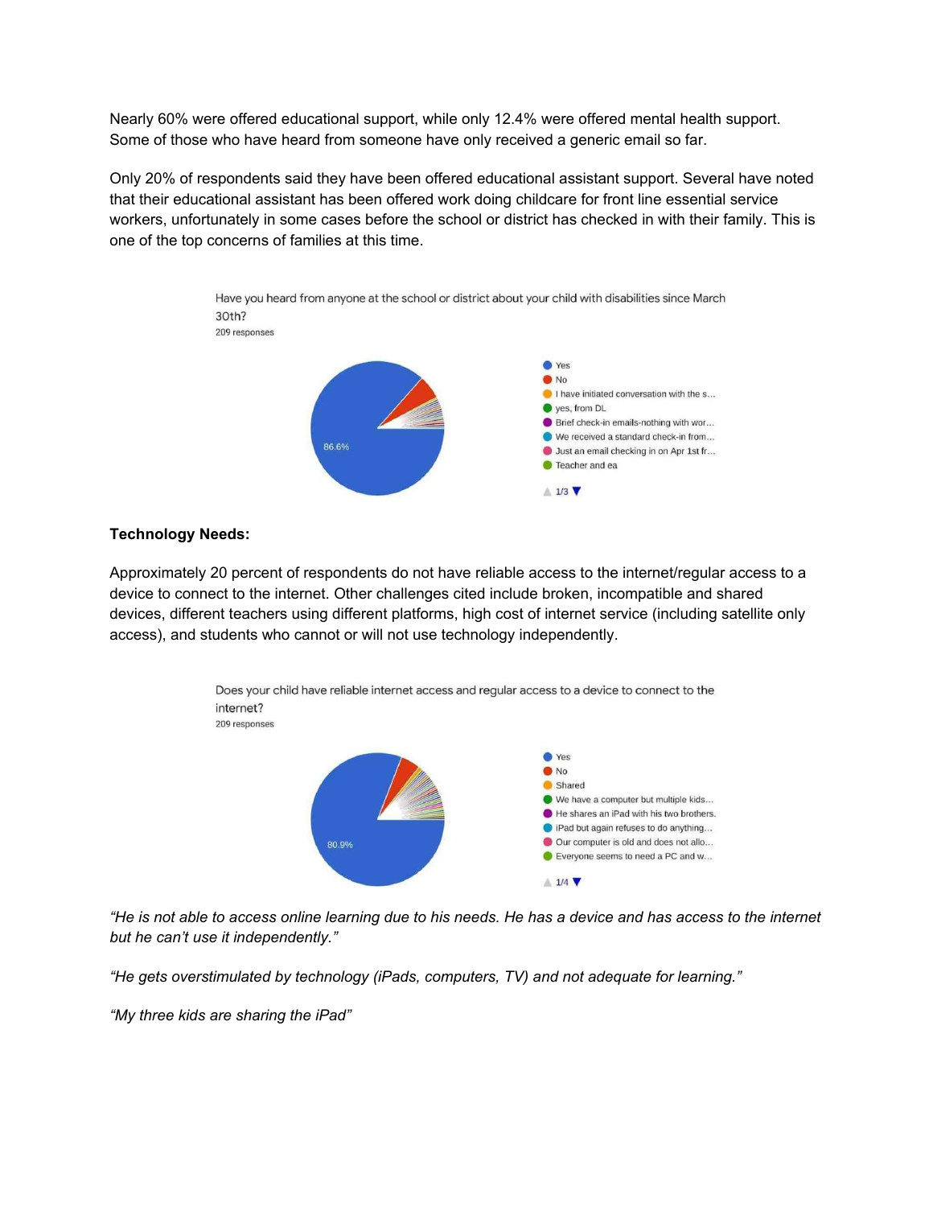Nearly 60% were offered educational support, while only 12.4% were offered mental health support. Some of those who have heard from someone have only received a generic email so far.

Only 20% of respondents said they have been offered educational assistant support. Several have noted that their educational assistant has been offered work doing childcare for front line essential service workers, unfortunately in some cases before the school or district has checked in with their family. This is one of the top concerns of families at this time.

Have you heard from anyone at the school or district about your child with disabilities since March 30th?
209 responses

- Yes
- No
- I have initiated conversation with the s...
- yes, from DL
- Brief check-in emails-nothing with wor...
- We received a standard check-in from...
- Just an email checking in on Apr 1st fr...
- Teacher and ea

86.6%

1/3

**Technology Needs:**

Approximately 20 percent of respondents do not have reliable access to the internet/regular access to a device to connect to the internet. Other challenges cited include broken, incompatible and shared devices, different teachers using different platforms, high cost of internet service (including satellite only access), and students who cannot or will not use technology independently.

Does your child have reliable internet access and regular access to a device to connect to the internet?
209 responses

- Yes
- No
- Shared
- We have a computer but multiple kids...
- He shares an iPad with his two brothers.
- iPad but again refuses to do anything...
- Our computer is old and does not allo...
- Everyone seems to need a PC and w...

80.9%

1/4

*"He is not able to access online learning due to his needs. He has a device and has access to the internet but he can't use it independently."*

*"He gets overstimulated by technology (iPads, computers, TV) and not adequate for learning."*

*"My three kids are sharing the iPad"*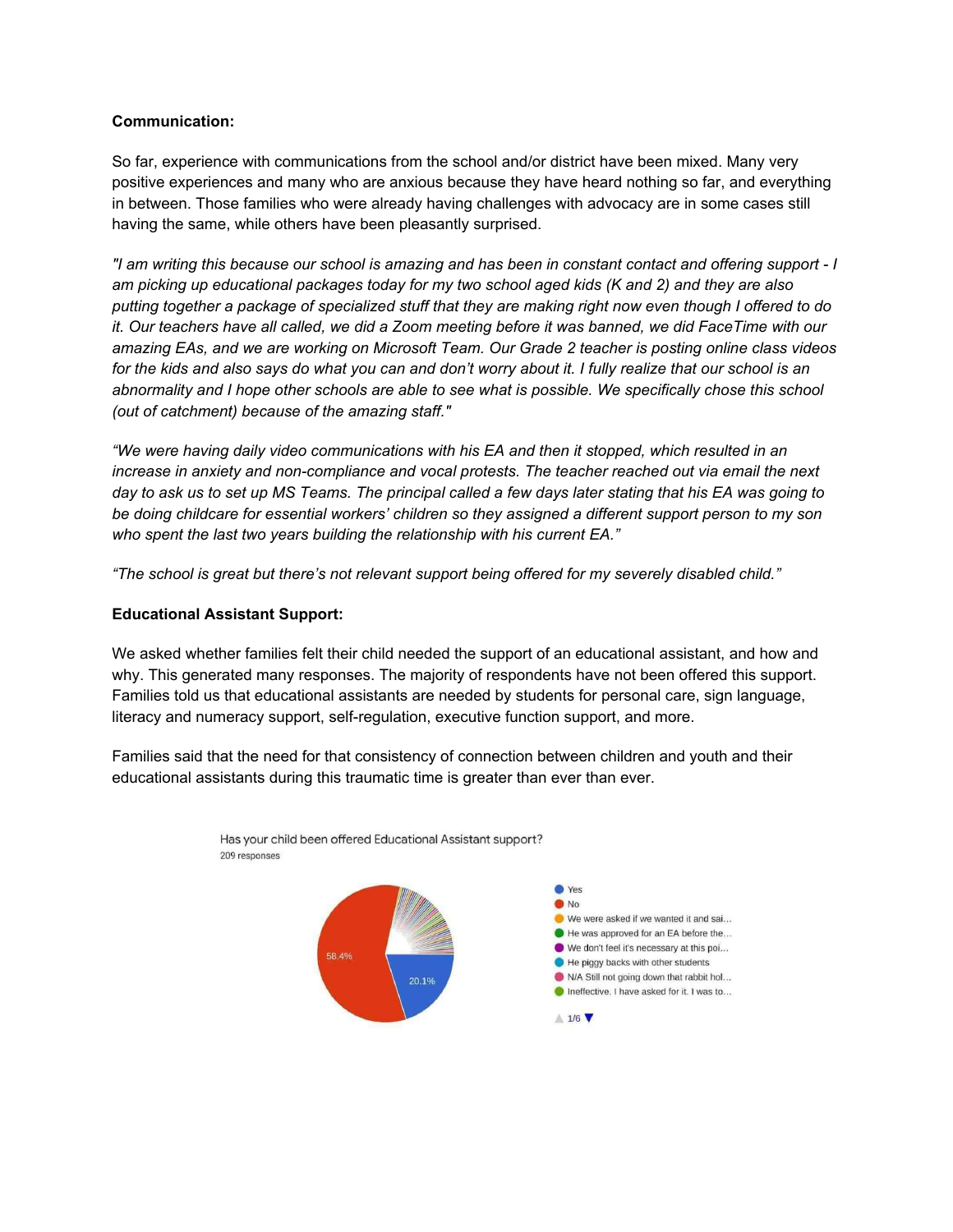**Communication:**

So far, experience with communications from the school and/or district have been mixed. Many very positive experiences and many who are anxious because they have heard nothing so far, and everything in between. Those families who were already having challenges with advocacy are in some cases still having the same, while others have been pleasantly surprised.

*"I am writing this because our school is amazing and has been in constant contact and offering support - I am picking up educational packages today for my two school aged kids (K and 2) and they are also putting together a package of specialized stuff that they are making right now even though I offered to do it. Our teachers have all called, we did a Zoom meeting before it was banned, we did FaceTime with our amazing EAs, and we are working on Microsoft Team. Our Grade 2 teacher is posting online class videos for the kids and also says do what you can and don't worry about it. I fully realize that our school is an abnormality and I hope other schools are able to see what is possible. We specifically chose this school (out of catchment) because of the amazing staff."*

*"We were having daily video communications with his EA and then it stopped, which resulted in an increase in anxiety and non-compliance and vocal protests. The teacher reached out via email the next day to ask us to set up MS Teams. The principal called a few days later stating that his EA was going to be doing childcare for essential workers' children so they assigned a different support person to my son who spent the last two years building the relationship with his current EA."*

*"The school is great but there's not relevant support being offered for my severely disabled child."*

**Educational Assistant Support:**

We asked whether families felt their child needed the support of an educational assistant, and how and why. This generated many responses. The majority of respondents have not been offered this support. Families told us that educational assistants are needed by students for personal care, sign language, literacy and numeracy support, self-regulation, executive function support, and more.

Families said that the need for that consistency of connection between children and youth and their educational assistants during this traumatic time is greater than ever than ever.

Has your child been offered Educational Assistant support?
209 responses

- Yes — 20.1%
- No — 58.4%
- We were asked if we wanted it and sai...
- He was approved for an EA before the...
- We don't feel it's necessary at this poi...
- He piggy backs with other students
- N/A Still not going down that rabbit hol...
- Ineffective. I have asked for it. I was to...

1/6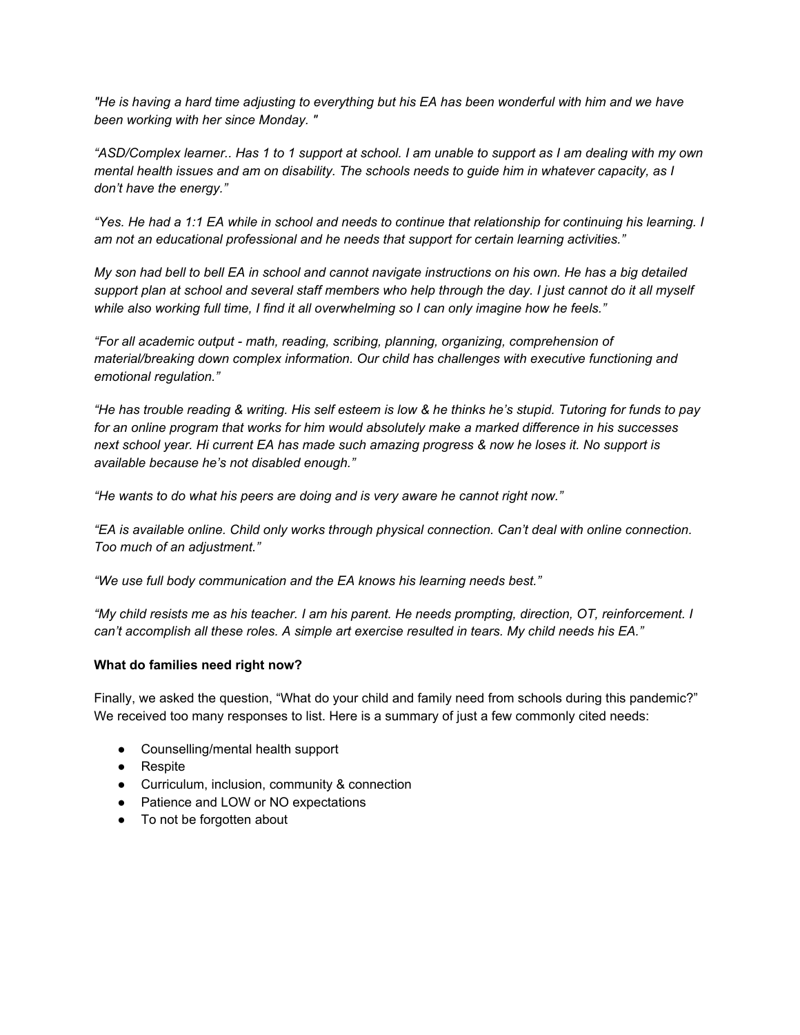*"He is having a hard time adjusting to everything but his EA has been wonderful with him and we have been working with her since Monday. "*

*"ASD/Complex learner.. Has 1 to 1 support at school. I am unable to support as I am dealing with my own mental health issues and am on disability. The schools needs to guide him in whatever capacity, as I don't have the energy."*

*"Yes. He had a 1:1 EA while in school and needs to continue that relationship for continuing his learning. I am not an educational professional and he needs that support for certain learning activities."*

*My son had bell to bell EA in school and cannot navigate instructions on his own. He has a big detailed support plan at school and several staff members who help through the day. I just cannot do it all myself while also working full time, I find it all overwhelming so I can only imagine how he feels."*

*"For all academic output - math, reading, scribing, planning, organizing, comprehension of material/breaking down complex information. Our child has challenges with executive functioning and emotional regulation."*

*"He has trouble reading & writing. His self esteem is low & he thinks he's stupid. Tutoring for funds to pay for an online program that works for him would absolutely make a marked difference in his successes next school year. Hi current EA has made such amazing progress & now he loses it. No support is available because he's not disabled enough."*

*"He wants to do what his peers are doing and is very aware he cannot right now."*

*"EA is available online. Child only works through physical connection. Can't deal with online connection. Too much of an adjustment."*

*"We use full body communication and the EA knows his learning needs best."*

*"My child resists me as his teacher. I am his parent. He needs prompting, direction, OT, reinforcement. I can't accomplish all these roles. A simple art exercise resulted in tears. My child needs his EA."*

**What do families need right now?**

Finally, we asked the question, "What do your child and family need from schools during this pandemic?" We received too many responses to list. Here is a summary of just a few commonly cited needs:

- Counselling/mental health support
- Respite
- Curriculum, inclusion, community & connection
- Patience and LOW or NO expectations
- To not be forgotten about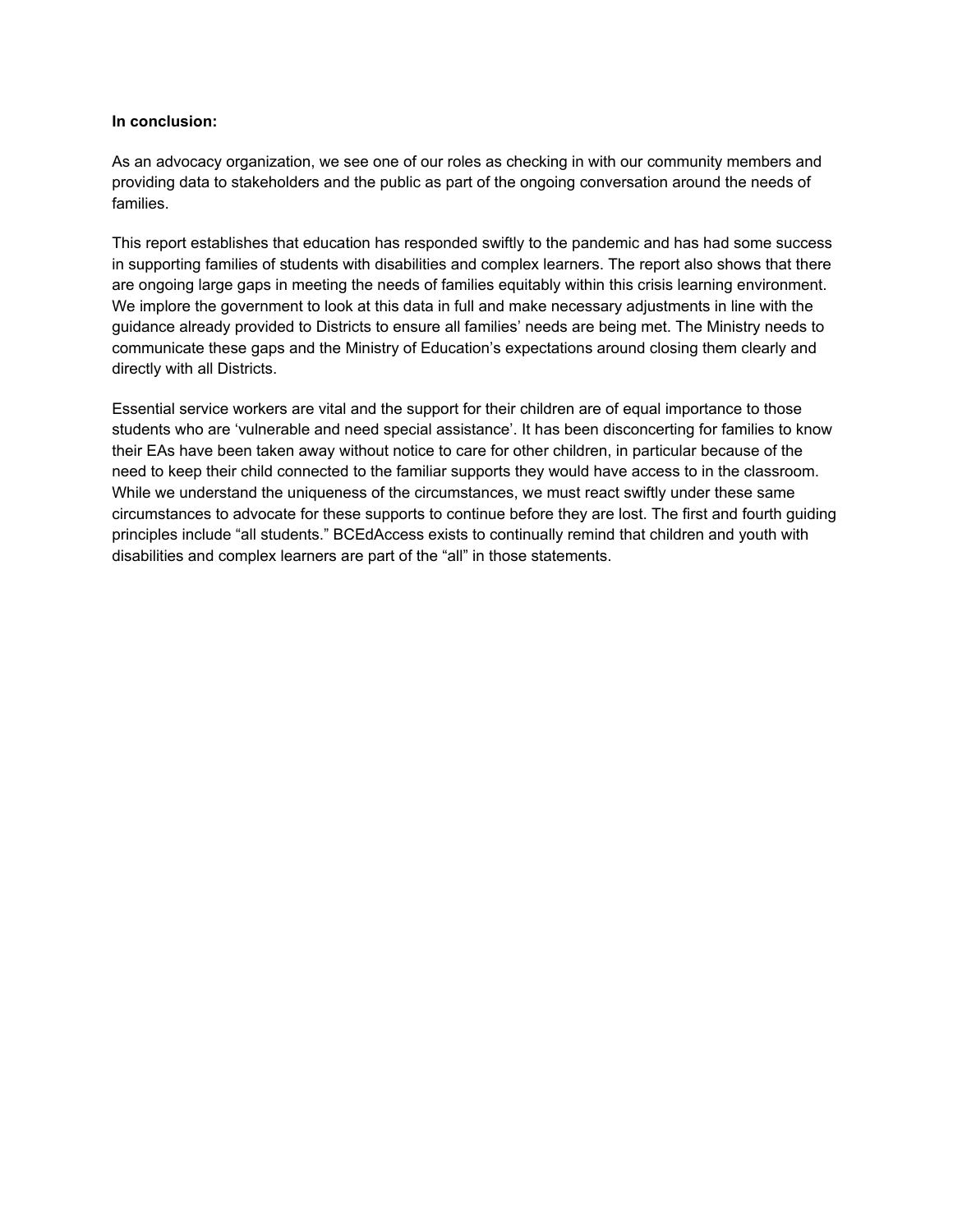**In conclusion:**

As an advocacy organization, we see one of our roles as checking in with our community members and providing data to stakeholders and the public as part of the ongoing conversation around the needs of families.

This report establishes that education has responded swiftly to the pandemic and has had some success in supporting families of students with disabilities and complex learners. The report also shows that there are ongoing large gaps in meeting the needs of families equitably within this crisis learning environment. We implore the government to look at this data in full and make necessary adjustments in line with the guidance already provided to Districts to ensure all families' needs are being met. The Ministry needs to communicate these gaps and the Ministry of Education's expectations around closing them clearly and directly with all Districts.

Essential service workers are vital and the support for their children are of equal importance to those students who are 'vulnerable and need special assistance'. It has been disconcerting for families to know their EAs have been taken away without notice to care for other children, in particular because of the need to keep their child connected to the familiar supports they would have access to in the classroom. While we understand the uniqueness of the circumstances, we must react swiftly under these same circumstances to advocate for these supports to continue before they are lost. The first and fourth guiding principles include "all students." BCEdAccess exists to continually remind that children and youth with disabilities and complex learners are part of the "all" in those statements.